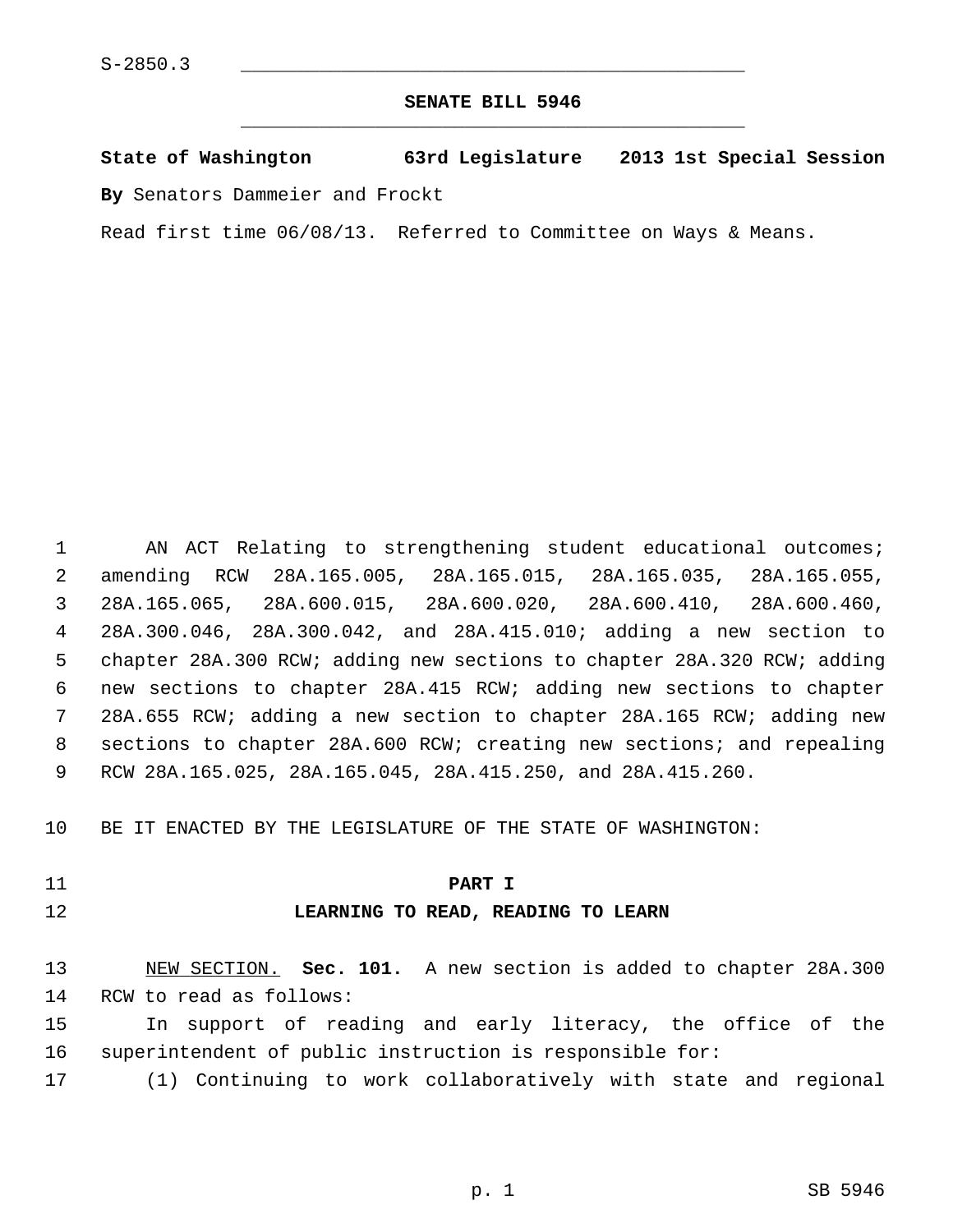S-2850.3

# SENATE BILL 5946

**State of Washington 63rd Legislature 2013 1st Special Session**

**By** Senators Dammeier and Frockt

Read first time 06/08/13. Referred to Committee on Ways & Means.

AN ACT Relating to strengthening student educational outcomes; amending RCW 28A.165.005, 28A.165.015, 28A.165.035, 28A.165.055, 28A.165.065, 28A.600.015, 28A.600.020, 28A.600.410, 28A.600.460, 28A.300.046, 28A.300.042, and 28A.415.010; adding a new section to chapter 28A.300 RCW; adding new sections to chapter 28A.320 RCW; adding new sections to chapter 28A.415 RCW; adding new sections to chapter 28A.655 RCW; adding a new section to chapter 28A.165 RCW; adding new sections to chapter 28A.600 RCW; creating new sections; and repealing RCW 28A.165.025, 28A.165.045, 28A.415.250, and 28A.415.260.

BE IT ENACTED BY THE LEGISLATURE OF THE STATE OF WASHINGTON:

## PART I
## LEARNING TO READ, READING TO LEARN

NEW SECTION. **Sec. 101.** A new section is added to chapter 28A.300 RCW to read as follows:

In support of reading and early literacy, the office of the superintendent of public instruction is responsible for:

(1) Continuing to work collaboratively with state and regional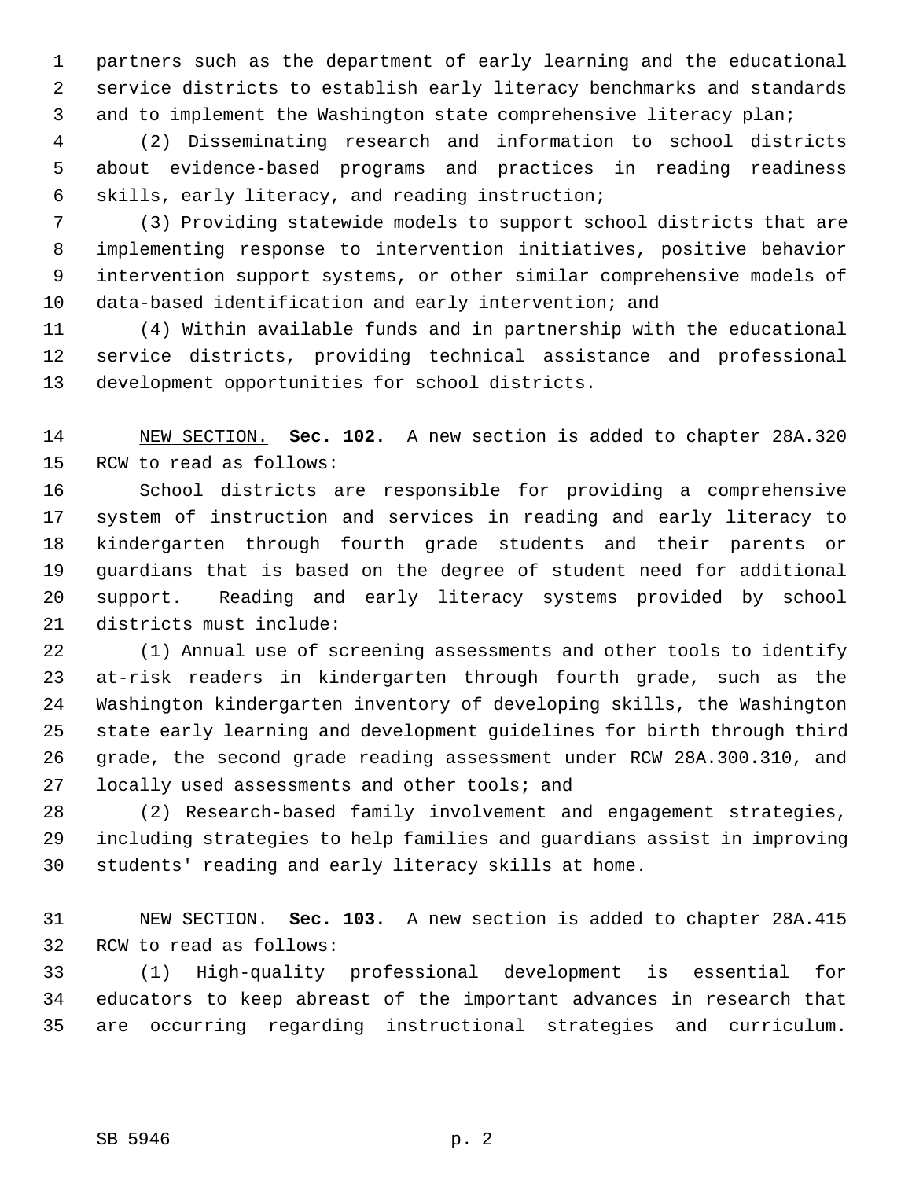partners such as the department of early learning and the educational service districts to establish early literacy benchmarks and standards and to implement the Washington state comprehensive literacy plan;

(2) Disseminating research and information to school districts about evidence-based programs and practices in reading readiness skills, early literacy, and reading instruction;

(3) Providing statewide models to support school districts that are implementing response to intervention initiatives, positive behavior intervention support systems, or other similar comprehensive models of data-based identification and early intervention; and

(4) Within available funds and in partnership with the educational service districts, providing technical assistance and professional development opportunities for school districts.

NEW SECTION. **Sec. 102.** A new section is added to chapter 28A.320 RCW to read as follows:

School districts are responsible for providing a comprehensive system of instruction and services in reading and early literacy to kindergarten through fourth grade students and their parents or guardians that is based on the degree of student need for additional support. Reading and early literacy systems provided by school districts must include:

(1) Annual use of screening assessments and other tools to identify at-risk readers in kindergarten through fourth grade, such as the Washington kindergarten inventory of developing skills, the Washington state early learning and development guidelines for birth through third grade, the second grade reading assessment under RCW 28A.300.310, and locally used assessments and other tools; and

(2) Research-based family involvement and engagement strategies, including strategies to help families and guardians assist in improving students' reading and early literacy skills at home.

NEW SECTION. **Sec. 103.** A new section is added to chapter 28A.415 RCW to read as follows:

(1) High-quality professional development is essential for educators to keep abreast of the important advances in research that are occurring regarding instructional strategies and curriculum.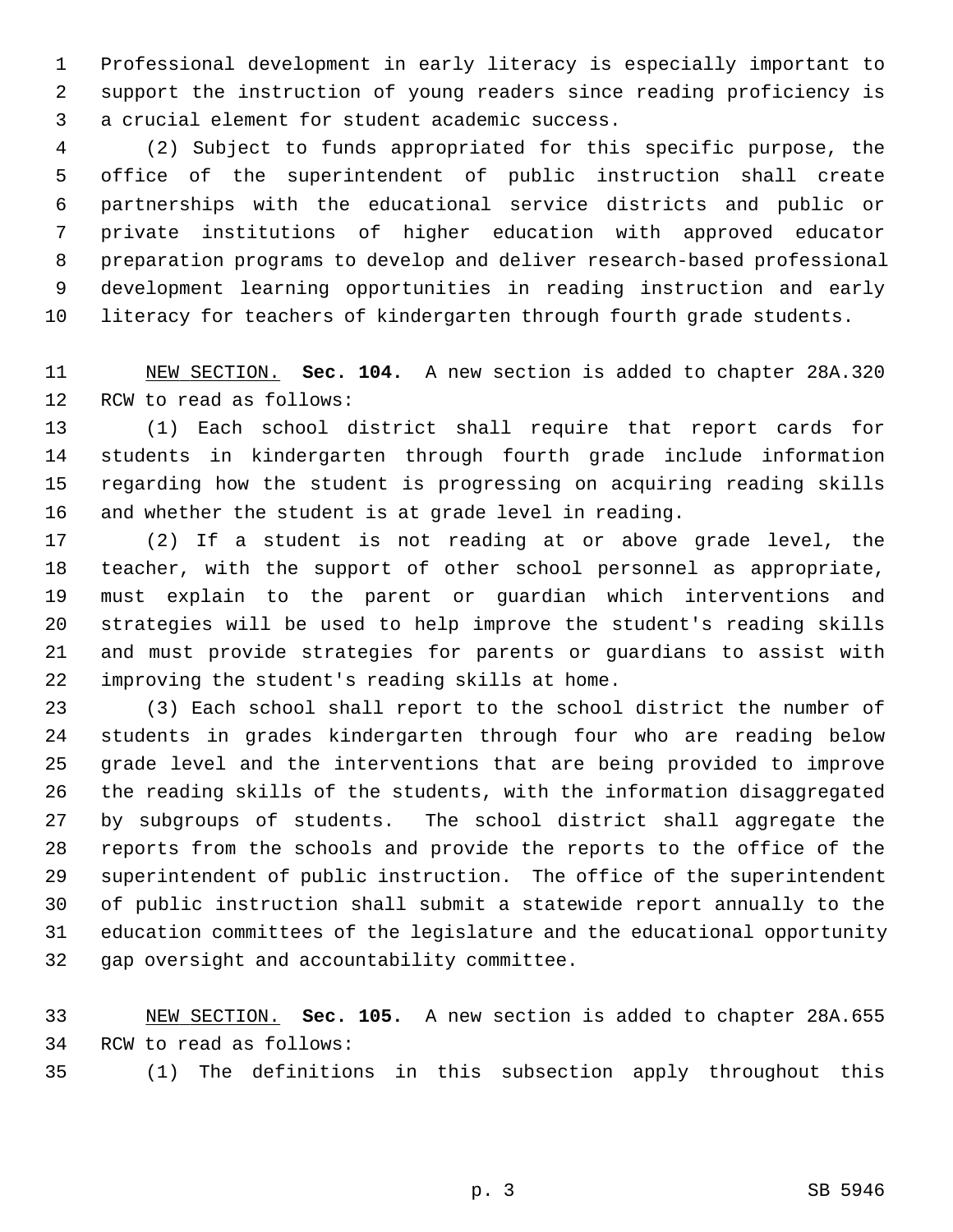Professional development in early literacy is especially important to support the instruction of young readers since reading proficiency is a crucial element for student academic success.

(2) Subject to funds appropriated for this specific purpose, the office of the superintendent of public instruction shall create partnerships with the educational service districts and public or private institutions of higher education with approved educator preparation programs to develop and deliver research-based professional development learning opportunities in reading instruction and early literacy for teachers of kindergarten through fourth grade students.

NEW SECTION. **Sec. 104.** A new section is added to chapter 28A.320 RCW to read as follows:

(1) Each school district shall require that report cards for students in kindergarten through fourth grade include information regarding how the student is progressing on acquiring reading skills and whether the student is at grade level in reading.

(2) If a student is not reading at or above grade level, the teacher, with the support of other school personnel as appropriate, must explain to the parent or guardian which interventions and strategies will be used to help improve the student's reading skills and must provide strategies for parents or guardians to assist with improving the student's reading skills at home.

(3) Each school shall report to the school district the number of students in grades kindergarten through four who are reading below grade level and the interventions that are being provided to improve the reading skills of the students, with the information disaggregated by subgroups of students. The school district shall aggregate the reports from the schools and provide the reports to the office of the superintendent of public instruction. The office of the superintendent of public instruction shall submit a statewide report annually to the education committees of the legislature and the educational opportunity gap oversight and accountability committee.

NEW SECTION. **Sec. 105.** A new section is added to chapter 28A.655 RCW to read as follows:

(1) The definitions in this subsection apply throughout this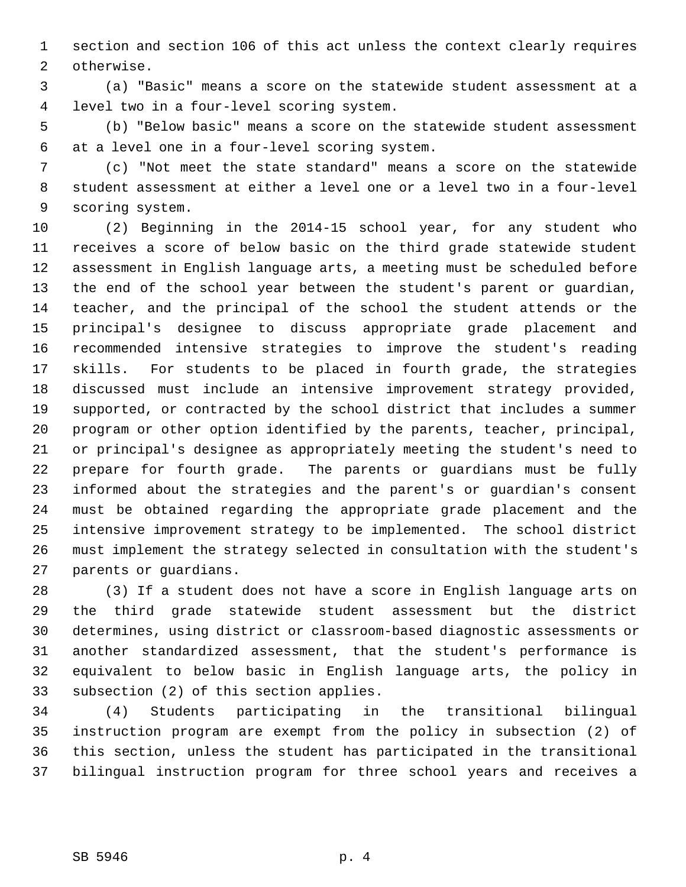section and section 106 of this act unless the context clearly requires otherwise.

(a) "Basic" means a score on the statewide student assessment at a level two in a four-level scoring system.

(b) "Below basic" means a score on the statewide student assessment at a level one in a four-level scoring system.

(c) "Not meet the state standard" means a score on the statewide student assessment at either a level one or a level two in a four-level scoring system.

(2) Beginning in the 2014-15 school year, for any student who receives a score of below basic on the third grade statewide student assessment in English language arts, a meeting must be scheduled before the end of the school year between the student's parent or guardian, teacher, and the principal of the school the student attends or the principal's designee to discuss appropriate grade placement and recommended intensive strategies to improve the student's reading skills. For students to be placed in fourth grade, the strategies discussed must include an intensive improvement strategy provided, supported, or contracted by the school district that includes a summer program or other option identified by the parents, teacher, principal, or principal's designee as appropriately meeting the student's need to prepare for fourth grade. The parents or guardians must be fully informed about the strategies and the parent's or guardian's consent must be obtained regarding the appropriate grade placement and the intensive improvement strategy to be implemented. The school district must implement the strategy selected in consultation with the student's parents or guardians.

(3) If a student does not have a score in English language arts on the third grade statewide student assessment but the district determines, using district or classroom-based diagnostic assessments or another standardized assessment, that the student's performance is equivalent to below basic in English language arts, the policy in subsection (2) of this section applies.

(4) Students participating in the transitional bilingual instruction program are exempt from the policy in subsection (2) of this section, unless the student has participated in the transitional bilingual instruction program for three school years and receives a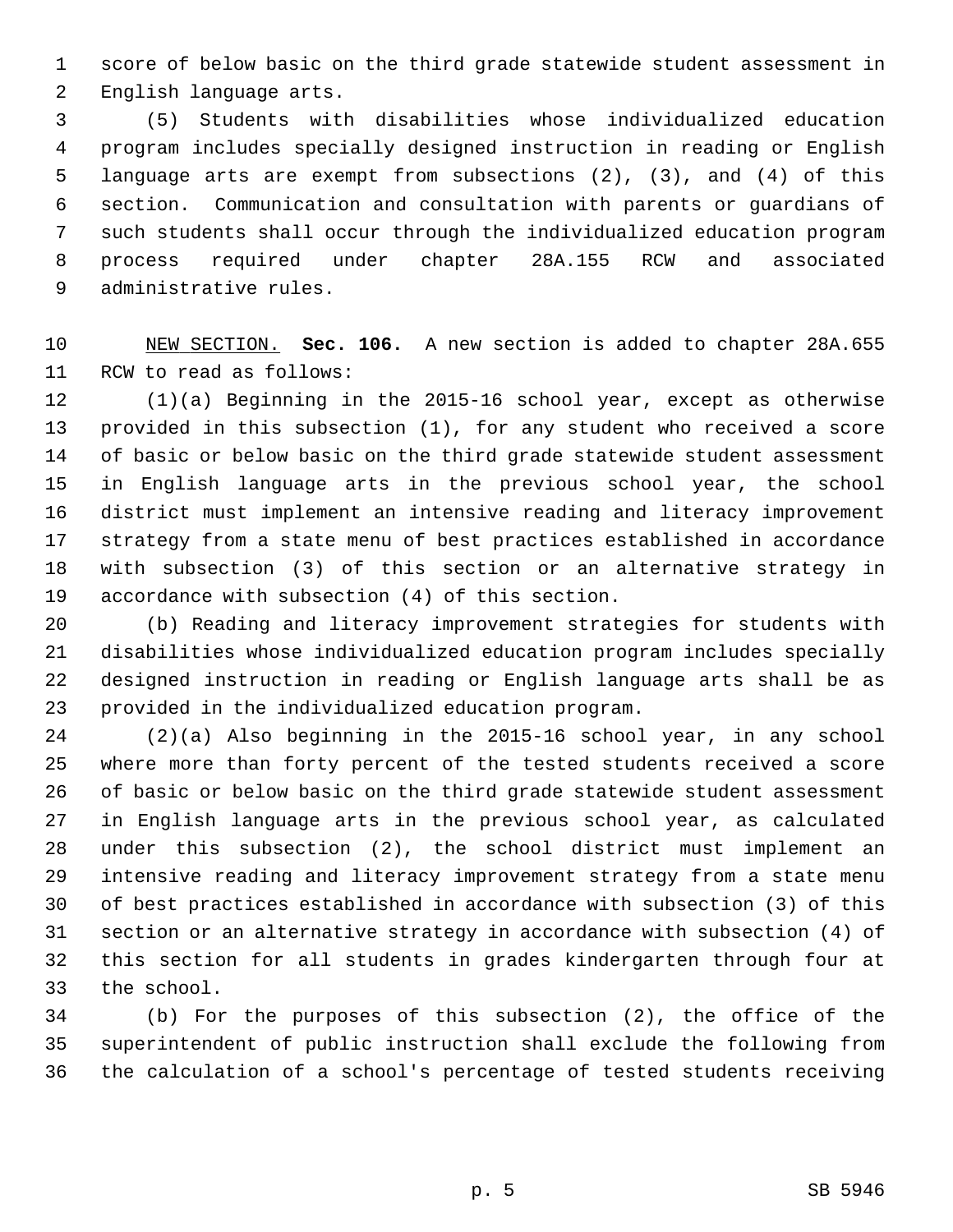score of below basic on the third grade statewide student assessment in English language arts.

(5) Students with disabilities whose individualized education program includes specially designed instruction in reading or English language arts are exempt from subsections (2), (3), and (4) of this section. Communication and consultation with parents or guardians of such students shall occur through the individualized education program process required under chapter 28A.155 RCW and associated administrative rules.

NEW SECTION. **Sec. 106.** A new section is added to chapter 28A.655 RCW to read as follows:

(1)(a) Beginning in the 2015-16 school year, except as otherwise provided in this subsection (1), for any student who received a score of basic or below basic on the third grade statewide student assessment in English language arts in the previous school year, the school district must implement an intensive reading and literacy improvement strategy from a state menu of best practices established in accordance with subsection (3) of this section or an alternative strategy in accordance with subsection (4) of this section.

(b) Reading and literacy improvement strategies for students with disabilities whose individualized education program includes specially designed instruction in reading or English language arts shall be as provided in the individualized education program.

(2)(a) Also beginning in the 2015-16 school year, in any school where more than forty percent of the tested students received a score of basic or below basic on the third grade statewide student assessment in English language arts in the previous school year, as calculated under this subsection (2), the school district must implement an intensive reading and literacy improvement strategy from a state menu of best practices established in accordance with subsection (3) of this section or an alternative strategy in accordance with subsection (4) of this section for all students in grades kindergarten through four at the school.

(b) For the purposes of this subsection (2), the office of the superintendent of public instruction shall exclude the following from the calculation of a school's percentage of tested students receiving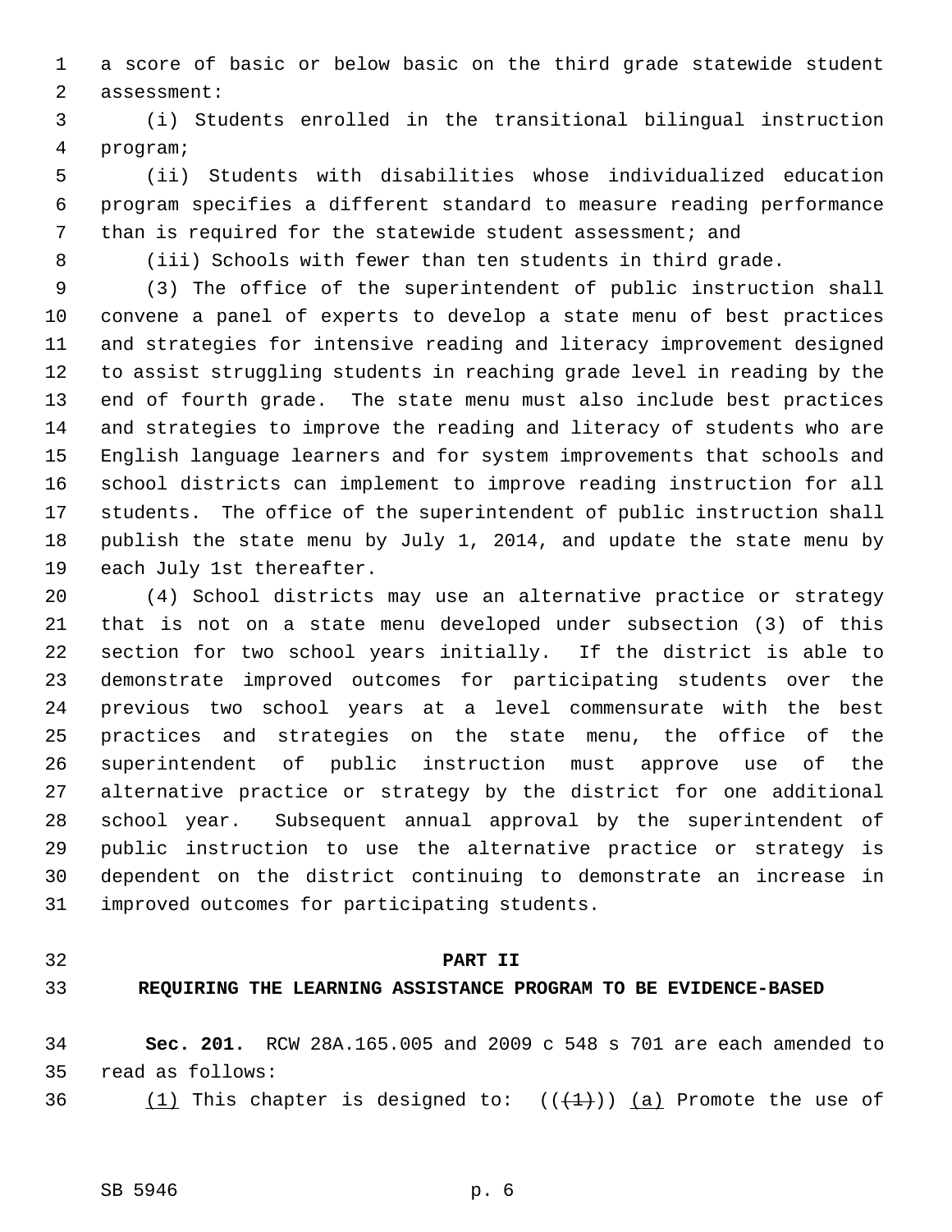a score of basic or below basic on the third grade statewide student assessment:

(i) Students enrolled in the transitional bilingual instruction program;

(ii) Students with disabilities whose individualized education program specifies a different standard to measure reading performance than is required for the statewide student assessment; and

(iii) Schools with fewer than ten students in third grade.

(3) The office of the superintendent of public instruction shall convene a panel of experts to develop a state menu of best practices and strategies for intensive reading and literacy improvement designed to assist struggling students in reaching grade level in reading by the end of fourth grade. The state menu must also include best practices and strategies to improve the reading and literacy of students who are English language learners and for system improvements that schools and school districts can implement to improve reading instruction for all students. The office of the superintendent of public instruction shall publish the state menu by July 1, 2014, and update the state menu by each July 1st thereafter.

(4) School districts may use an alternative practice or strategy that is not on a state menu developed under subsection (3) of this section for two school years initially. If the district is able to demonstrate improved outcomes for participating students over the previous two school years at a level commensurate with the best practices and strategies on the state menu, the office of the superintendent of public instruction must approve use of the alternative practice or strategy by the district for one additional school year. Subsequent annual approval by the superintendent of public instruction to use the alternative practice or strategy is dependent on the district continuing to demonstrate an increase in improved outcomes for participating students.

## PART II
## REQUIRING THE LEARNING ASSISTANCE PROGRAM TO BE EVIDENCE-BASED

**Sec. 201.** RCW 28A.165.005 and 2009 c 548 s 701 are each amended to read as follows:

<u>(1)</u> This chapter is designed to: ((~~(1)~~)) <u>(a)</u> Promote the use of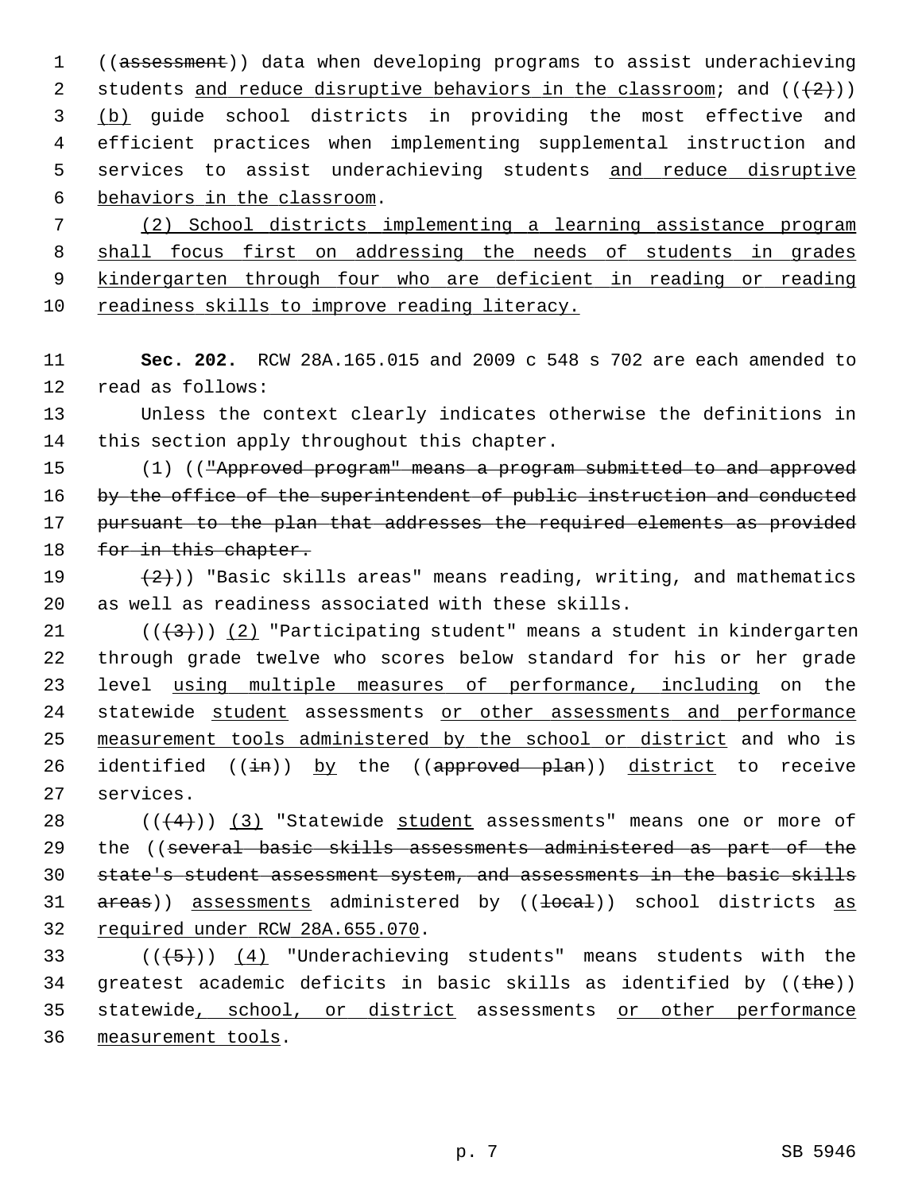((~~assessment~~)) data when developing programs to assist underachieving students <u>and reduce disruptive behaviors in the classroom</u>; and ((~~(2)~~)) <u>(b)</u> guide school districts in providing the most effective and efficient practices when implementing supplemental instruction and services to assist underachieving students <u>and reduce disruptive behaviors in the classroom</u>.

<u>(2) School districts implementing a learning assistance program shall focus first on addressing the needs of students in grades kindergarten through four who are deficient in reading or reading readiness skills to improve reading literacy.</u>

**Sec. 202.** RCW 28A.165.015 and 2009 c 548 s 702 are each amended to read as follows:

Unless the context clearly indicates otherwise the definitions in this section apply throughout this chapter.

(1) ((~~"Approved program" means a program submitted to and approved by the office of the superintendent of public instruction and conducted pursuant to the plan that addresses the required elements as provided for in this chapter.~~

~~(2)~~)) "Basic skills areas" means reading, writing, and mathematics as well as readiness associated with these skills.

((~~(3)~~)) <u>(2)</u> "Participating student" means a student in kindergarten through grade twelve who scores below standard for his or her grade level <u>using multiple measures of performance, including</u> on the statewide <u>student</u> assessments <u>or other assessments and performance measurement tools administered by the school or district</u> and who is identified ((~~in~~)) <u>by</u> the ((~~approved plan~~)) <u>district</u> to receive services.

((~~(4)~~)) <u>(3)</u> "Statewide <u>student</u> assessments" means one or more of the ((~~several basic skills assessments administered as part of the state's student assessment system, and assessments in the basic skills areas~~)) <u>assessments</u> administered by ((~~local~~)) school districts <u>as required under RCW 28A.655.070</u>.

((~~(5)~~)) <u>(4)</u> "Underachieving students" means students with the greatest academic deficits in basic skills as identified by ((~~the~~)) statewide<u>, school, or district</u> assessments <u>or other performance measurement tools</u>.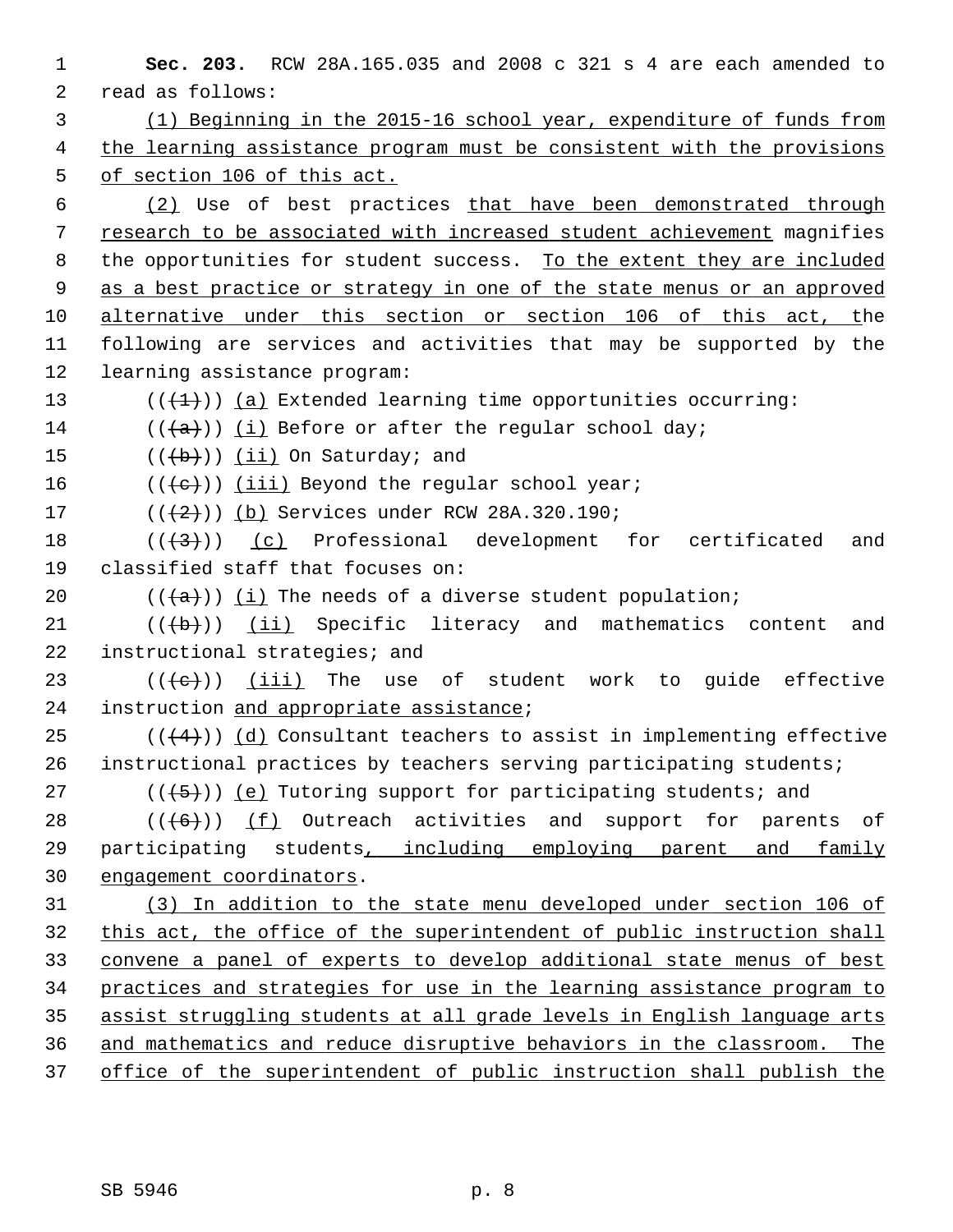**Sec. 203.** RCW 28A.165.035 and 2008 c 321 s 4 are each amended to read as follows:

(1) Beginning in the 2015-16 school year, expenditure of funds from the learning assistance program must be consistent with the provisions of section 106 of this act.

(2) Use of best practices that have been demonstrated through research to be associated with increased student achievement magnifies the opportunities for student success. To the extent they are included as a best practice or strategy in one of the state menus or an approved alternative under this section or section 106 of this act, the following are services and activities that may be supported by the learning assistance program:

((~~(1)~~)) (a) Extended learning time opportunities occurring:

((~~(a)~~)) (i) Before or after the regular school day;

((~~(b)~~)) (ii) On Saturday; and

((~~(c)~~)) (iii) Beyond the regular school year;

((~~(2)~~)) (b) Services under RCW 28A.320.190;

((~~(3)~~)) (c) Professional development for certificated and classified staff that focuses on:

((~~(a)~~)) (i) The needs of a diverse student population;

((~~(b)~~)) (ii) Specific literacy and mathematics content and instructional strategies; and

((~~(c)~~)) (iii) The use of student work to guide effective instruction and appropriate assistance;

((~~(4)~~)) (d) Consultant teachers to assist in implementing effective instructional practices by teachers serving participating students;

((~~(5)~~)) (e) Tutoring support for participating students; and

((~~(6)~~)) (f) Outreach activities and support for parents of participating students, including employing parent and family engagement coordinators.

(3) In addition to the state menu developed under section 106 of this act, the office of the superintendent of public instruction shall convene a panel of experts to develop additional state menus of best practices and strategies for use in the learning assistance program to assist struggling students at all grade levels in English language arts and mathematics and reduce disruptive behaviors in the classroom. The office of the superintendent of public instruction shall publish the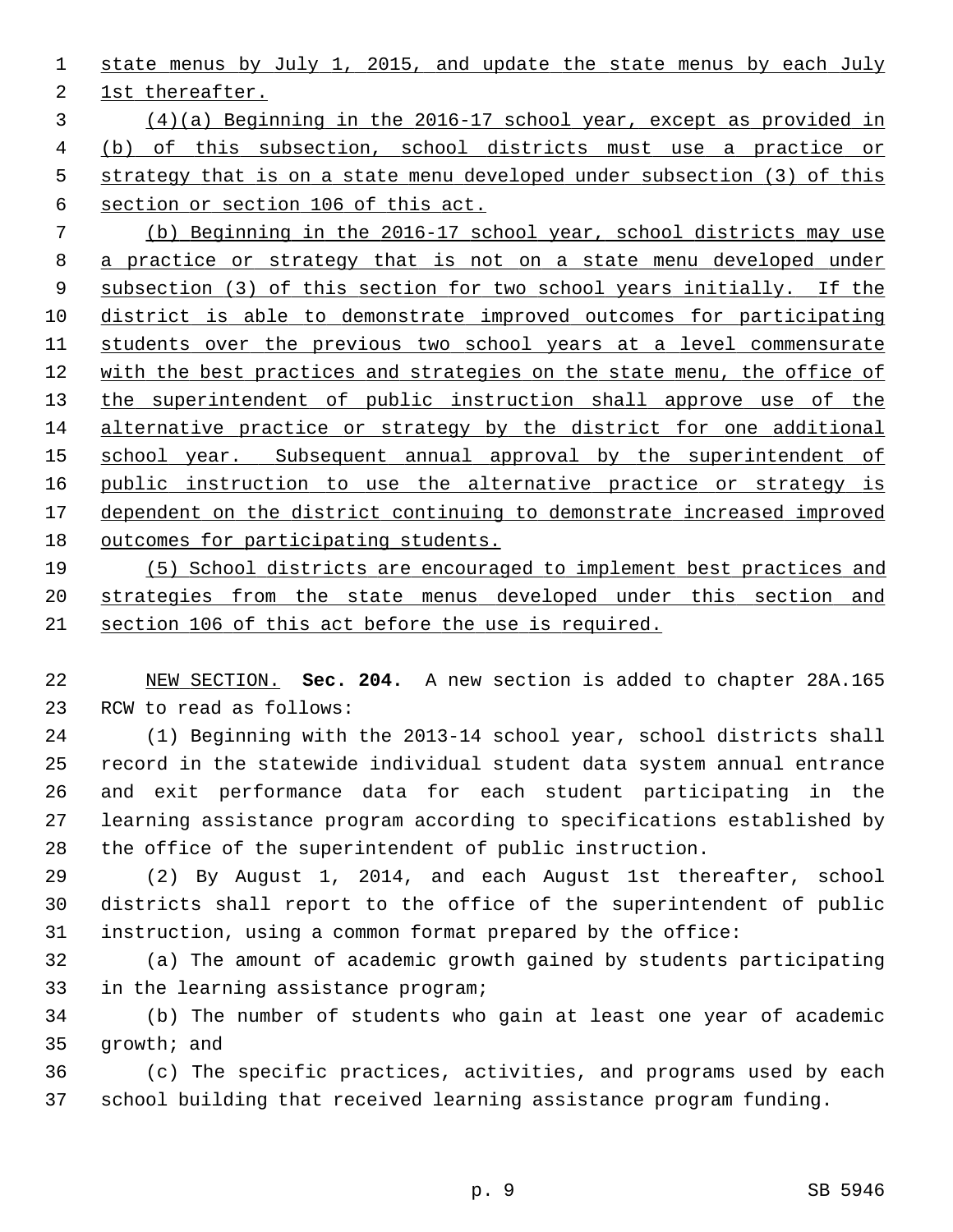state menus by July 1, 2015, and update the state menus by each July 1st thereafter.

(4)(a) Beginning in the 2016-17 school year, except as provided in (b) of this subsection, school districts must use a practice or strategy that is on a state menu developed under subsection (3) of this section or section 106 of this act.

(b) Beginning in the 2016-17 school year, school districts may use a practice or strategy that is not on a state menu developed under subsection (3) of this section for two school years initially. If the district is able to demonstrate improved outcomes for participating students over the previous two school years at a level commensurate with the best practices and strategies on the state menu, the office of the superintendent of public instruction shall approve use of the alternative practice or strategy by the district for one additional school year. Subsequent annual approval by the superintendent of public instruction to use the alternative practice or strategy is dependent on the district continuing to demonstrate increased improved outcomes for participating students.

(5) School districts are encouraged to implement best practices and strategies from the state menus developed under this section and section 106 of this act before the use is required.

NEW SECTION. **Sec. 204.** A new section is added to chapter 28A.165 RCW to read as follows:

(1) Beginning with the 2013-14 school year, school districts shall record in the statewide individual student data system annual entrance and exit performance data for each student participating in the learning assistance program according to specifications established by the office of the superintendent of public instruction.

(2) By August 1, 2014, and each August 1st thereafter, school districts shall report to the office of the superintendent of public instruction, using a common format prepared by the office:

(a) The amount of academic growth gained by students participating in the learning assistance program;

(b) The number of students who gain at least one year of academic growth; and

(c) The specific practices, activities, and programs used by each school building that received learning assistance program funding.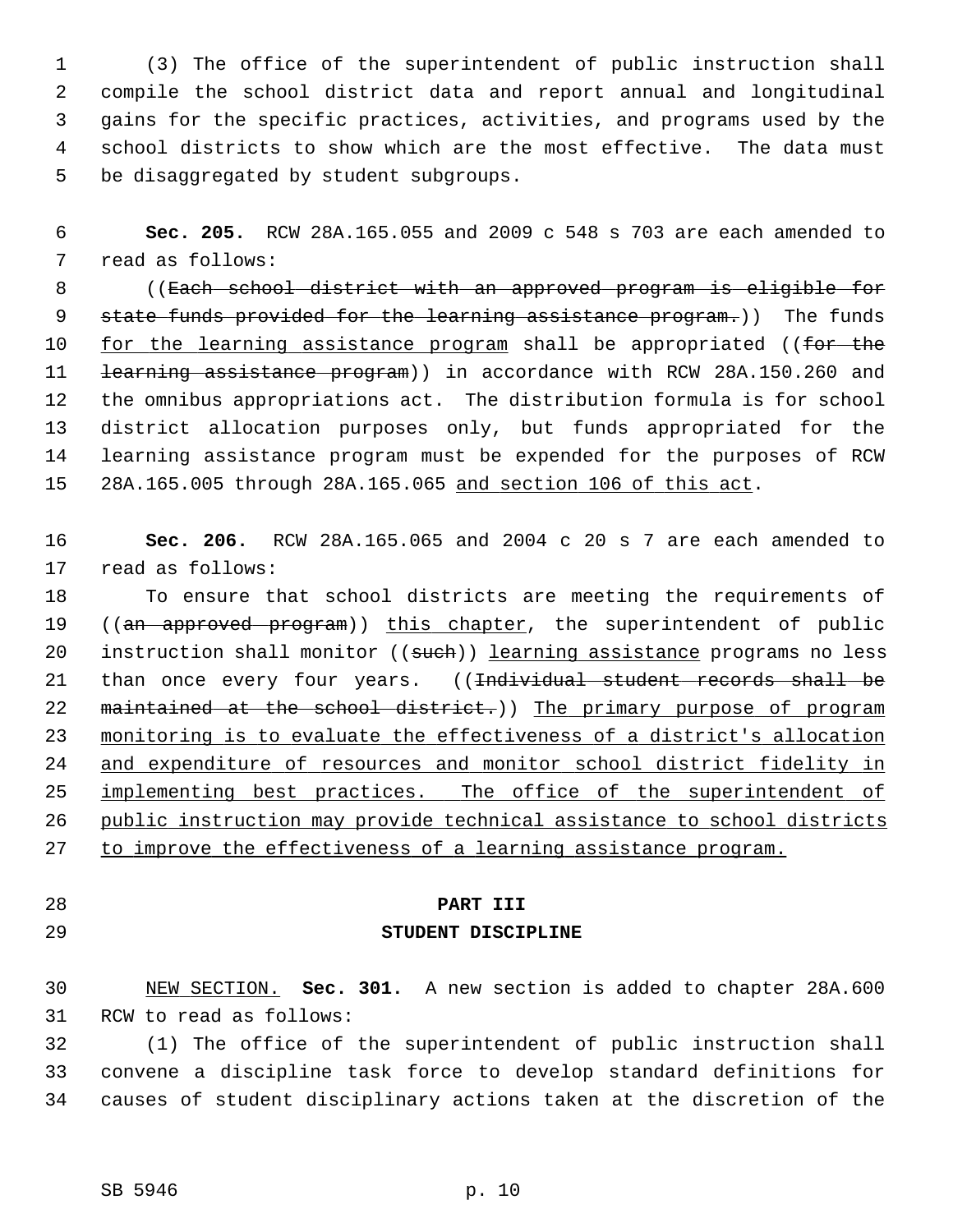(3) The office of the superintendent of public instruction shall compile the school district data and report annual and longitudinal gains for the specific practices, activities, and programs used by the school districts to show which are the most effective. The data must be disaggregated by student subgroups.

**Sec. 205.** RCW 28A.165.055 and 2009 c 548 s 703 are each amended to read as follows:

((~~Each school district with an approved program is eligible for state funds provided for the learning assistance program.~~)) The funds <u>for the learning assistance program</u> shall be appropriated ((~~for the learning assistance program~~)) in accordance with RCW 28A.150.260 and the omnibus appropriations act. The distribution formula is for school district allocation purposes only, but funds appropriated for the learning assistance program must be expended for the purposes of RCW 28A.165.005 through 28A.165.065 <u>and section 106 of this act</u>.

**Sec. 206.** RCW 28A.165.065 and 2004 c 20 s 7 are each amended to read as follows:

To ensure that school districts are meeting the requirements of ((~~an approved program~~)) <u>this chapter</u>, the superintendent of public instruction shall monitor ((~~such~~)) <u>learning assistance</u> programs no less than once every four years. ((~~Individual student records shall be maintained at the school district.~~)) <u>The primary purpose of program monitoring is to evaluate the effectiveness of a district's allocation and expenditure of resources and monitor school district fidelity in implementing best practices. The office of the superintendent of public instruction may provide technical assistance to school districts to improve the effectiveness of a learning assistance program.</u>

## PART III
## STUDENT DISCIPLINE

<u>NEW SECTION.</u> **Sec. 301.** A new section is added to chapter 28A.600 RCW to read as follows:

(1) The office of the superintendent of public instruction shall convene a discipline task force to develop standard definitions for causes of student disciplinary actions taken at the discretion of the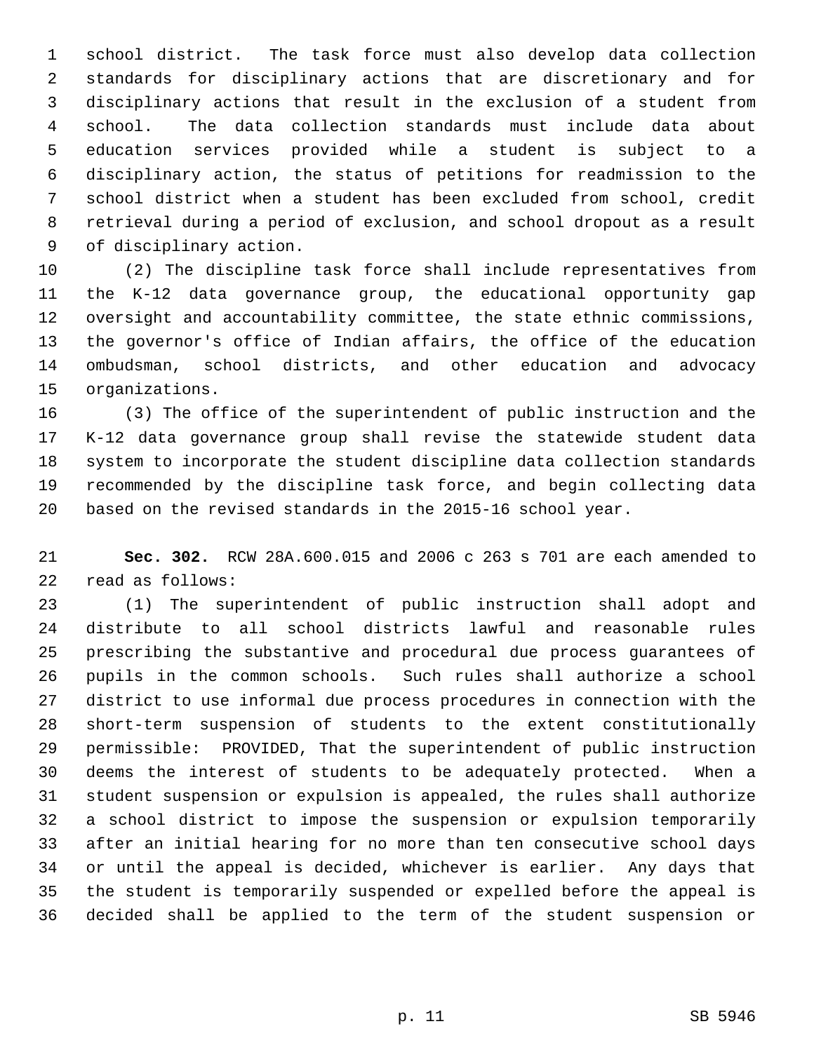school district. The task force must also develop data collection standards for disciplinary actions that are discretionary and for disciplinary actions that result in the exclusion of a student from school. The data collection standards must include data about education services provided while a student is subject to a disciplinary action, the status of petitions for readmission to the school district when a student has been excluded from school, credit retrieval during a period of exclusion, and school dropout as a result of disciplinary action.

(2) The discipline task force shall include representatives from the K-12 data governance group, the educational opportunity gap oversight and accountability committee, the state ethnic commissions, the governor's office of Indian affairs, the office of the education ombudsman, school districts, and other education and advocacy organizations.

(3) The office of the superintendent of public instruction and the K-12 data governance group shall revise the statewide student data system to incorporate the student discipline data collection standards recommended by the discipline task force, and begin collecting data based on the revised standards in the 2015-16 school year.

**Sec. 302.** RCW 28A.600.015 and 2006 c 263 s 701 are each amended to read as follows:

(1) The superintendent of public instruction shall adopt and distribute to all school districts lawful and reasonable rules prescribing the substantive and procedural due process guarantees of pupils in the common schools. Such rules shall authorize a school district to use informal due process procedures in connection with the short-term suspension of students to the extent constitutionally permissible: PROVIDED, That the superintendent of public instruction deems the interest of students to be adequately protected. When a student suspension or expulsion is appealed, the rules shall authorize a school district to impose the suspension or expulsion temporarily after an initial hearing for no more than ten consecutive school days or until the appeal is decided, whichever is earlier. Any days that the student is temporarily suspended or expelled before the appeal is decided shall be applied to the term of the student suspension or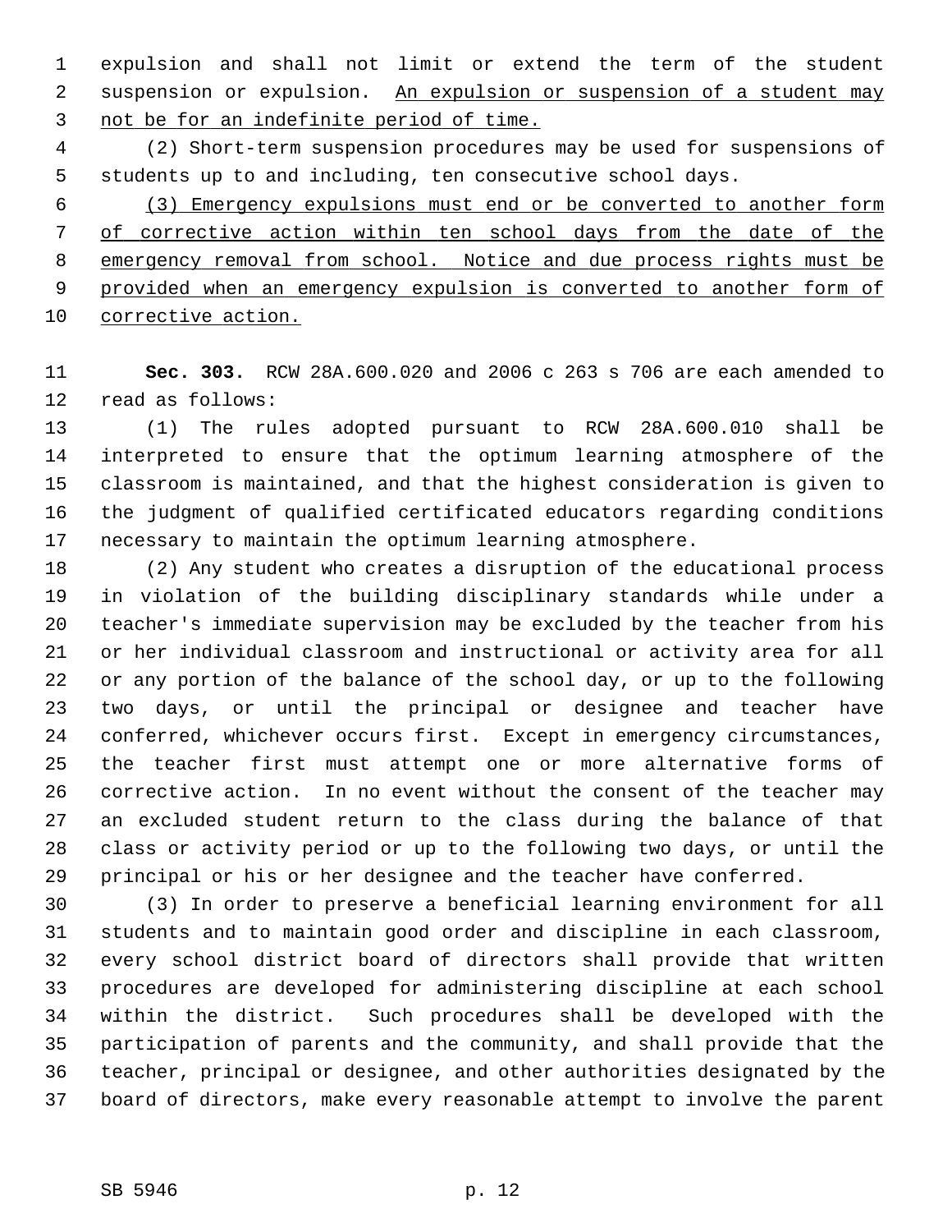expulsion and shall not limit or extend the term of the student suspension or expulsion. <u>An expulsion or suspension of a student may not be for an indefinite period of time.</u>

(2) Short-term suspension procedures may be used for suspensions of students up to and including, ten consecutive school days.

<u>(3) Emergency expulsions must end or be converted to another form of corrective action within ten school days from the date of the emergency removal from school. Notice and due process rights must be provided when an emergency expulsion is converted to another form of corrective action.</u>

**Sec. 303.** RCW 28A.600.020 and 2006 c 263 s 706 are each amended to read as follows:

(1) The rules adopted pursuant to RCW 28A.600.010 shall be interpreted to ensure that the optimum learning atmosphere of the classroom is maintained, and that the highest consideration is given to the judgment of qualified certificated educators regarding conditions necessary to maintain the optimum learning atmosphere.

(2) Any student who creates a disruption of the educational process in violation of the building disciplinary standards while under a teacher's immediate supervision may be excluded by the teacher from his or her individual classroom and instructional or activity area for all or any portion of the balance of the school day, or up to the following two days, or until the principal or designee and teacher have conferred, whichever occurs first. Except in emergency circumstances, the teacher first must attempt one or more alternative forms of corrective action. In no event without the consent of the teacher may an excluded student return to the class during the balance of that class or activity period or up to the following two days, or until the principal or his or her designee and the teacher have conferred.

(3) In order to preserve a beneficial learning environment for all students and to maintain good order and discipline in each classroom, every school district board of directors shall provide that written procedures are developed for administering discipline at each school within the district. Such procedures shall be developed with the participation of parents and the community, and shall provide that the teacher, principal or designee, and other authorities designated by the board of directors, make every reasonable attempt to involve the parent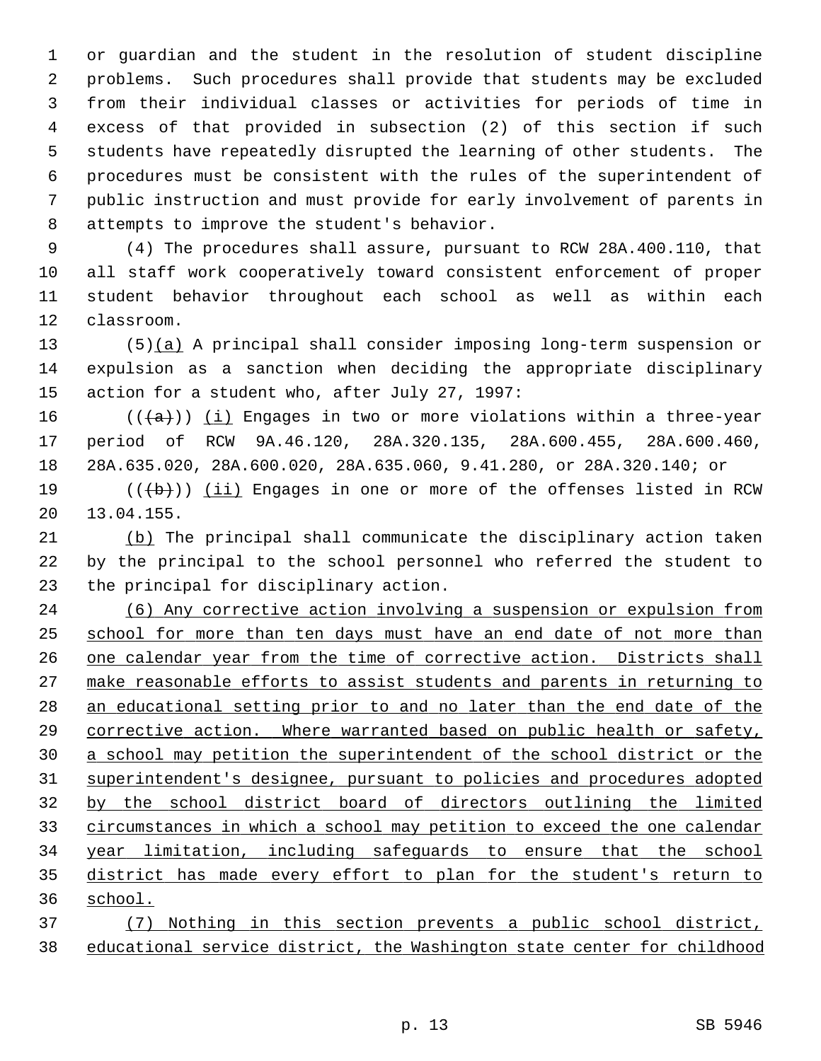or guardian and the student in the resolution of student discipline problems. Such procedures shall provide that students may be excluded from their individual classes or activities for periods of time in excess of that provided in subsection (2) of this section if such students have repeatedly disrupted the learning of other students. The procedures must be consistent with the rules of the superintendent of public instruction and must provide for early involvement of parents in attempts to improve the student's behavior.

(4) The procedures shall assure, pursuant to RCW 28A.400.110, that all staff work cooperatively toward consistent enforcement of proper student behavior throughout each school as well as within each classroom.

(5)(a) A principal shall consider imposing long-term suspension or expulsion as a sanction when deciding the appropriate disciplinary action for a student who, after July 27, 1997:

(((a))) (i) Engages in two or more violations within a three-year period of RCW 9A.46.120, 28A.320.135, 28A.600.455, 28A.600.460, 28A.635.020, 28A.600.020, 28A.635.060, 9.41.280, or 28A.320.140; or

(((b))) (ii) Engages in one or more of the offenses listed in RCW 13.04.155.

(b) The principal shall communicate the disciplinary action taken by the principal to the school personnel who referred the student to the principal for disciplinary action.

(6) Any corrective action involving a suspension or expulsion from school for more than ten days must have an end date of not more than one calendar year from the time of corrective action. Districts shall make reasonable efforts to assist students and parents in returning to an educational setting prior to and no later than the end date of the corrective action. Where warranted based on public health or safety, a school may petition the superintendent of the school district or the superintendent's designee, pursuant to policies and procedures adopted by the school district board of directors outlining the limited circumstances in which a school may petition to exceed the one calendar year limitation, including safeguards to ensure that the school district has made every effort to plan for the student's return to school.

(7) Nothing in this section prevents a public school district, educational service district, the Washington state center for childhood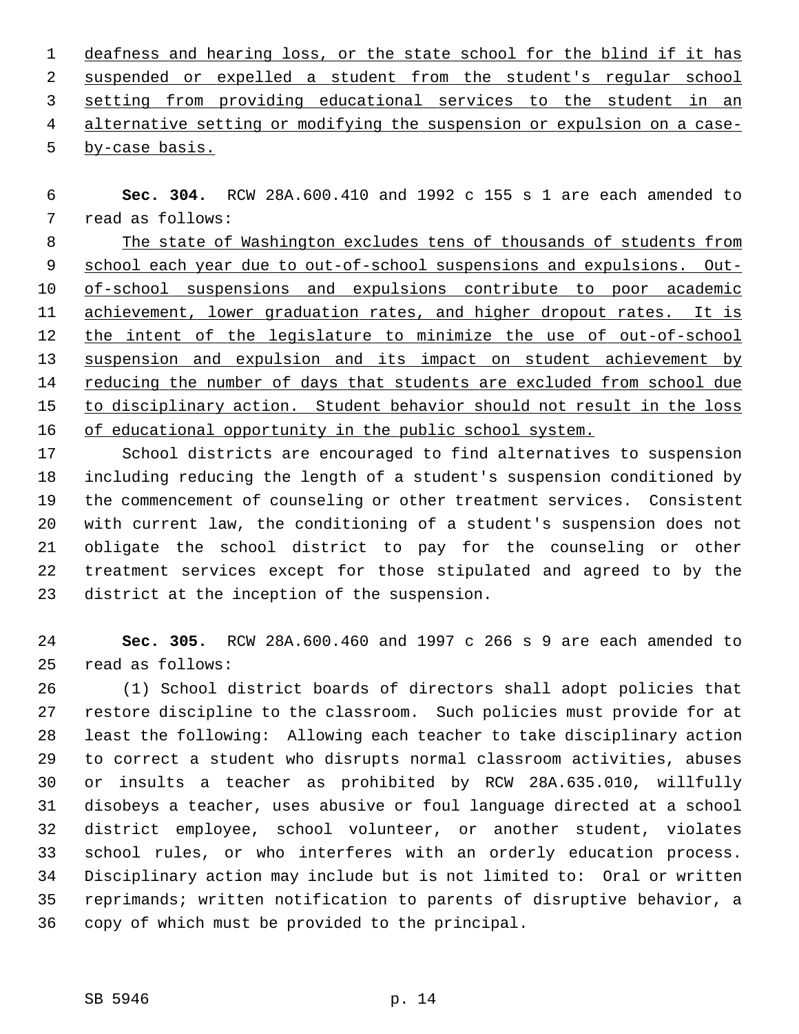deafness and hearing loss, or the state school for the blind if it has suspended or expelled a student from the student's regular school setting from providing educational services to the student in an alternative setting or modifying the suspension or expulsion on a case-by-case basis.

**Sec. 304.** RCW 28A.600.410 and 1992 c 155 s 1 are each amended to read as follows:

The state of Washington excludes tens of thousands of students from school each year due to out-of-school suspensions and expulsions. Out-of-school suspensions and expulsions contribute to poor academic achievement, lower graduation rates, and higher dropout rates. It is the intent of the legislature to minimize the use of out-of-school suspension and expulsion and its impact on student achievement by reducing the number of days that students are excluded from school due to disciplinary action. Student behavior should not result in the loss of educational opportunity in the public school system.

School districts are encouraged to find alternatives to suspension including reducing the length of a student's suspension conditioned by the commencement of counseling or other treatment services. Consistent with current law, the conditioning of a student's suspension does not obligate the school district to pay for the counseling or other treatment services except for those stipulated and agreed to by the district at the inception of the suspension.

**Sec. 305.** RCW 28A.600.460 and 1997 c 266 s 9 are each amended to read as follows:

(1) School district boards of directors shall adopt policies that restore discipline to the classroom. Such policies must provide for at least the following: Allowing each teacher to take disciplinary action to correct a student who disrupts normal classroom activities, abuses or insults a teacher as prohibited by RCW 28A.635.010, willfully disobeys a teacher, uses abusive or foul language directed at a school district employee, school volunteer, or another student, violates school rules, or who interferes with an orderly education process. Disciplinary action may include but is not limited to: Oral or written reprimands; written notification to parents of disruptive behavior, a copy of which must be provided to the principal.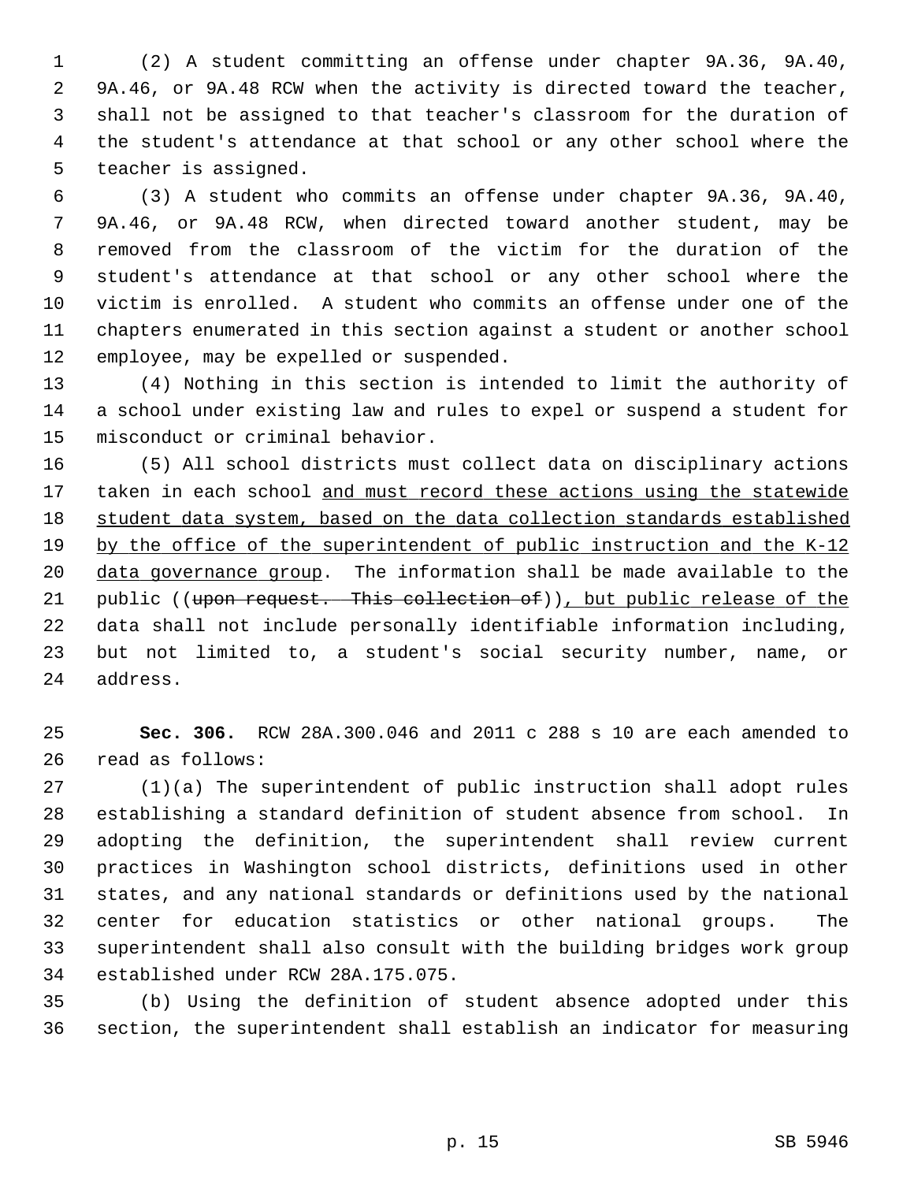(2) A student committing an offense under chapter 9A.36, 9A.40, 9A.46, or 9A.48 RCW when the activity is directed toward the teacher, shall not be assigned to that teacher's classroom for the duration of the student's attendance at that school or any other school where the teacher is assigned.

(3) A student who commits an offense under chapter 9A.36, 9A.40, 9A.46, or 9A.48 RCW, when directed toward another student, may be removed from the classroom of the victim for the duration of the student's attendance at that school or any other school where the victim is enrolled. A student who commits an offense under one of the chapters enumerated in this section against a student or another school employee, may be expelled or suspended.

(4) Nothing in this section is intended to limit the authority of a school under existing law and rules to expel or suspend a student for misconduct or criminal behavior.

(5) All school districts must collect data on disciplinary actions taken in each school <u>and must record these actions using the statewide student data system, based on the data collection standards established by the office of the superintendent of public instruction and the K-12 data governance group</u>. The information shall be made available to the public ((~~upon request. This collection of~~))<u>, but public release of the</u> data shall not include personally identifiable information including, but not limited to, a student's social security number, name, or address.

**Sec. 306.** RCW 28A.300.046 and 2011 c 288 s 10 are each amended to read as follows:

(1)(a) The superintendent of public instruction shall adopt rules establishing a standard definition of student absence from school. In adopting the definition, the superintendent shall review current practices in Washington school districts, definitions used in other states, and any national standards or definitions used by the national center for education statistics or other national groups. The superintendent shall also consult with the building bridges work group established under RCW 28A.175.075.

(b) Using the definition of student absence adopted under this section, the superintendent shall establish an indicator for measuring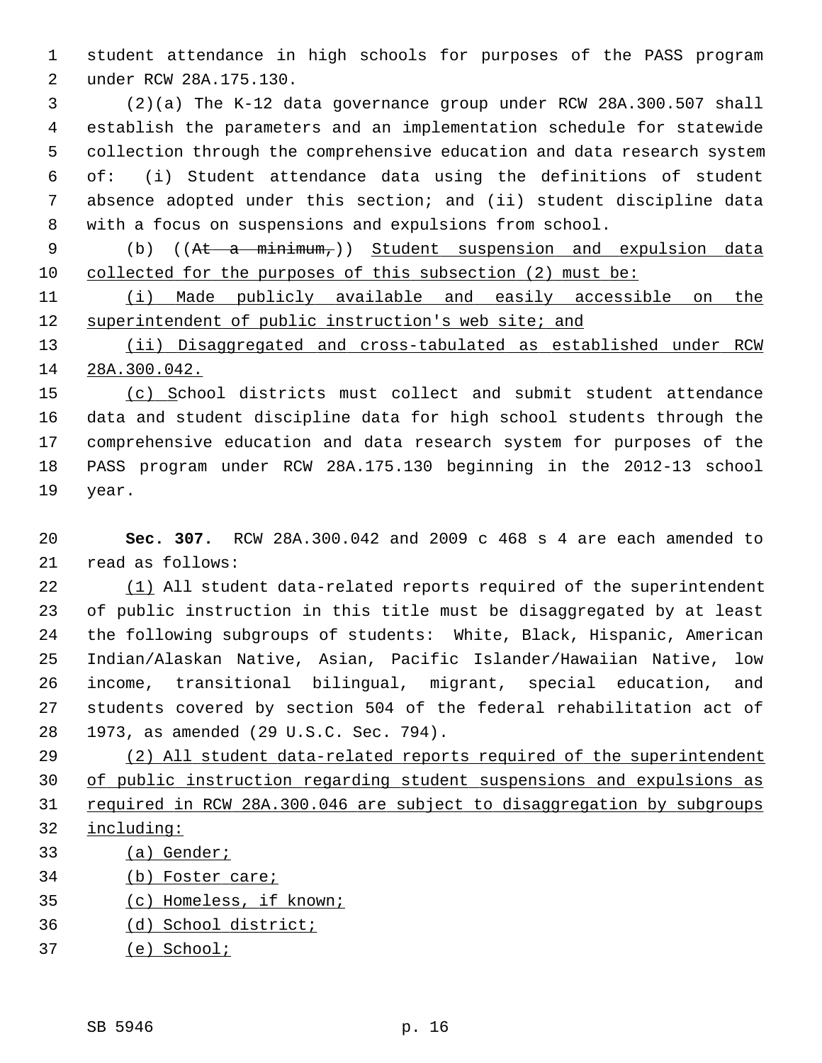student attendance in high schools for purposes of the PASS program under RCW 28A.175.130.

(2)(a) The K-12 data governance group under RCW 28A.300.507 shall establish the parameters and an implementation schedule for statewide collection through the comprehensive education and data research system of: (i) Student attendance data using the definitions of student absence adopted under this section; and (ii) student discipline data with a focus on suspensions and expulsions from school.

(b) ((~~At a minimum,~~)) <u>Student suspension and expulsion data collected for the purposes of this subsection (2) must be:</u>

<u>(i) Made publicly available and easily accessible on the superintendent of public instruction's web site; and</u>

<u>(ii) Disaggregated and cross-tabulated as established under RCW 28A.300.042.</u>

<u>(c) S</u>chool districts must collect and submit student attendance data and student discipline data for high school students through the comprehensive education and data research system for purposes of the PASS program under RCW 28A.175.130 beginning in the 2012-13 school year.

**Sec. 307.** RCW 28A.300.042 and 2009 c 468 s 4 are each amended to read as follows:

<u>(1)</u> All student data-related reports required of the superintendent of public instruction in this title must be disaggregated by at least the following subgroups of students: White, Black, Hispanic, American Indian/Alaskan Native, Asian, Pacific Islander/Hawaiian Native, low income, transitional bilingual, migrant, special education, and students covered by section 504 of the federal rehabilitation act of 1973, as amended (29 U.S.C. Sec. 794).

<u>(2) All student data-related reports required of the superintendent of public instruction regarding student suspensions and expulsions as required in RCW 28A.300.046 are subject to disaggregation by subgroups including:</u>

<u>(a) Gender;</u>

<u>(b) Foster care;</u>

<u>(c) Homeless, if known;</u>

<u>(d) School district;</u>

<u>(e) School;</u>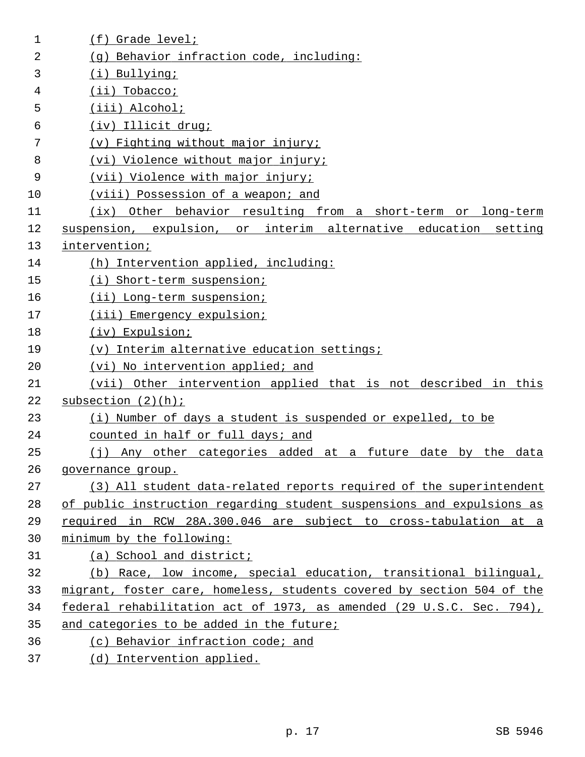(f) Grade level;

(g) Behavior infraction code, including:

(i) Bullying;

(ii) Tobacco;

(iii) Alcohol;

(iv) Illicit drug;

(v) Fighting without major injury;

(vi) Violence without major injury;

(vii) Violence with major injury;

(viii) Possession of a weapon; and

(ix) Other behavior resulting from a short-term or long-term suspension, expulsion, or interim alternative education setting intervention;

(h) Intervention applied, including:

(i) Short-term suspension;

(ii) Long-term suspension;

(iii) Emergency expulsion;

(iv) Expulsion;

(v) Interim alternative education settings;

(vi) No intervention applied; and

(vii) Other intervention applied that is not described in this subsection (2)(h);

(i) Number of days a student is suspended or expelled, to be counted in half or full days; and

(j) Any other categories added at a future date by the data governance group.

(3) All student data-related reports required of the superintendent of public instruction regarding student suspensions and expulsions as required in RCW 28A.300.046 are subject to cross-tabulation at a minimum by the following:

(a) School and district;

(b) Race, low income, special education, transitional bilingual, migrant, foster care, homeless, students covered by section 504 of the federal rehabilitation act of 1973, as amended (29 U.S.C. Sec. 794), and categories to be added in the future;

(c) Behavior infraction code; and

(d) Intervention applied.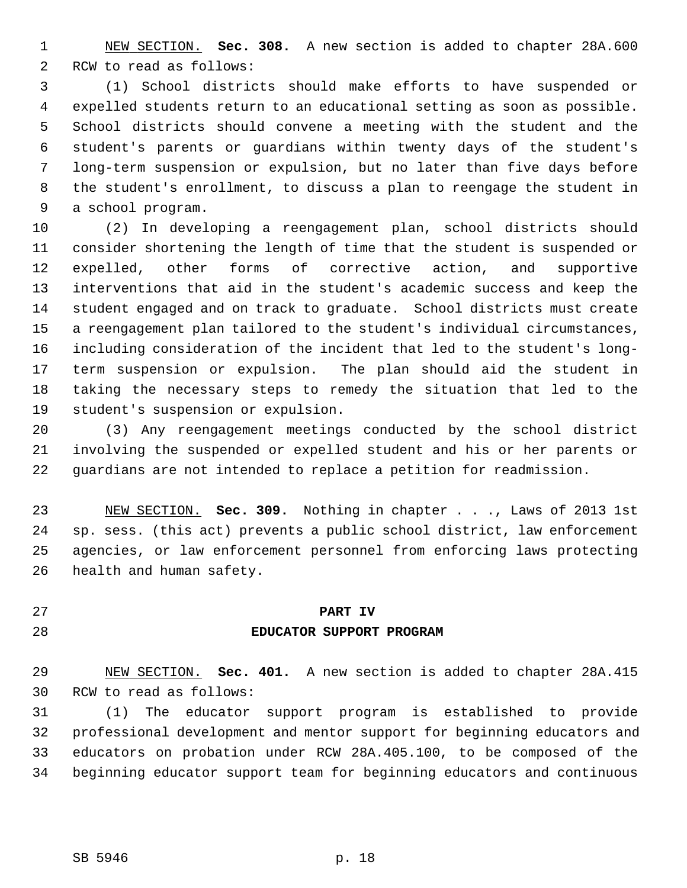NEW SECTION. **Sec. 308.** A new section is added to chapter 28A.600 RCW to read as follows:

(1) School districts should make efforts to have suspended or expelled students return to an educational setting as soon as possible. School districts should convene a meeting with the student and the student's parents or guardians within twenty days of the student's long-term suspension or expulsion, but no later than five days before the student's enrollment, to discuss a plan to reengage the student in a school program.

(2) In developing a reengagement plan, school districts should consider shortening the length of time that the student is suspended or expelled, other forms of corrective action, and supportive interventions that aid in the student's academic success and keep the student engaged and on track to graduate. School districts must create a reengagement plan tailored to the student's individual circumstances, including consideration of the incident that led to the student's long-term suspension or expulsion. The plan should aid the student in taking the necessary steps to remedy the situation that led to the student's suspension or expulsion.

(3) Any reengagement meetings conducted by the school district involving the suspended or expelled student and his or her parents or guardians are not intended to replace a petition for readmission.

NEW SECTION. **Sec. 309.** Nothing in chapter . . ., Laws of 2013 1st sp. sess. (this act) prevents a public school district, law enforcement agencies, or law enforcement personnel from enforcing laws protecting health and human safety.

## PART IV
## EDUCATOR SUPPORT PROGRAM

NEW SECTION. **Sec. 401.** A new section is added to chapter 28A.415 RCW to read as follows:

(1) The educator support program is established to provide professional development and mentor support for beginning educators and educators on probation under RCW 28A.405.100, to be composed of the beginning educator support team for beginning educators and continuous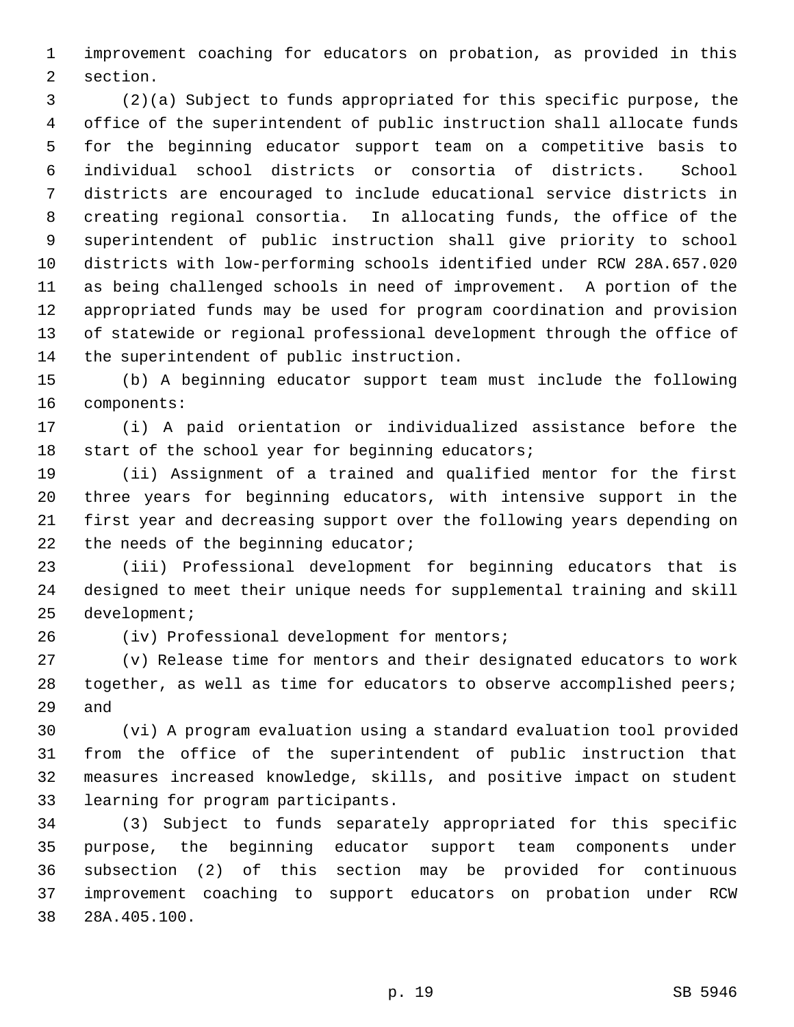improvement coaching for educators on probation, as provided in this section.

(2)(a) Subject to funds appropriated for this specific purpose, the office of the superintendent of public instruction shall allocate funds for the beginning educator support team on a competitive basis to individual school districts or consortia of districts. School districts are encouraged to include educational service districts in creating regional consortia. In allocating funds, the office of the superintendent of public instruction shall give priority to school districts with low-performing schools identified under RCW 28A.657.020 as being challenged schools in need of improvement. A portion of the appropriated funds may be used for program coordination and provision of statewide or regional professional development through the office of the superintendent of public instruction.

(b) A beginning educator support team must include the following components:

(i) A paid orientation or individualized assistance before the start of the school year for beginning educators;

(ii) Assignment of a trained and qualified mentor for the first three years for beginning educators, with intensive support in the first year and decreasing support over the following years depending on the needs of the beginning educator;

(iii) Professional development for beginning educators that is designed to meet their unique needs for supplemental training and skill development;

(iv) Professional development for mentors;

(v) Release time for mentors and their designated educators to work together, as well as time for educators to observe accomplished peers; and

(vi) A program evaluation using a standard evaluation tool provided from the office of the superintendent of public instruction that measures increased knowledge, skills, and positive impact on student learning for program participants.

(3) Subject to funds separately appropriated for this specific purpose, the beginning educator support team components under subsection (2) of this section may be provided for continuous improvement coaching to support educators on probation under RCW 28A.405.100.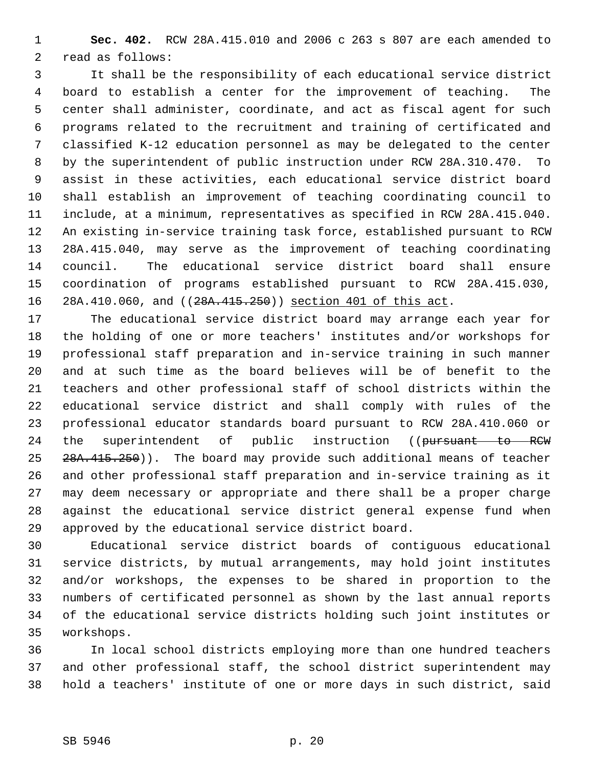**Sec. 402.** RCW 28A.415.010 and 2006 c 263 s 807 are each amended to read as follows:

It shall be the responsibility of each educational service district board to establish a center for the improvement of teaching. The center shall administer, coordinate, and act as fiscal agent for such programs related to the recruitment and training of certificated and classified K-12 education personnel as may be delegated to the center by the superintendent of public instruction under RCW 28A.310.470. To assist in these activities, each educational service district board shall establish an improvement of teaching coordinating council to include, at a minimum, representatives as specified in RCW 28A.415.040. An existing in-service training task force, established pursuant to RCW 28A.415.040, may serve as the improvement of teaching coordinating council. The educational service district board shall ensure coordination of programs established pursuant to RCW 28A.415.030, 28A.410.060, and ((~~28A.415.250~~)) <u>section 401 of this act</u>.

The educational service district board may arrange each year for the holding of one or more teachers' institutes and/or workshops for professional staff preparation and in-service training in such manner and at such time as the board believes will be of benefit to the teachers and other professional staff of school districts within the educational service district and shall comply with rules of the professional educator standards board pursuant to RCW 28A.410.060 or the superintendent of public instruction ((~~pursuant to RCW 28A.415.250~~)). The board may provide such additional means of teacher and other professional staff preparation and in-service training as it may deem necessary or appropriate and there shall be a proper charge against the educational service district general expense fund when approved by the educational service district board.

Educational service district boards of contiguous educational service districts, by mutual arrangements, may hold joint institutes and/or workshops, the expenses to be shared in proportion to the numbers of certificated personnel as shown by the last annual reports of the educational service districts holding such joint institutes or workshops.

In local school districts employing more than one hundred teachers and other professional staff, the school district superintendent may hold a teachers' institute of one or more days in such district, said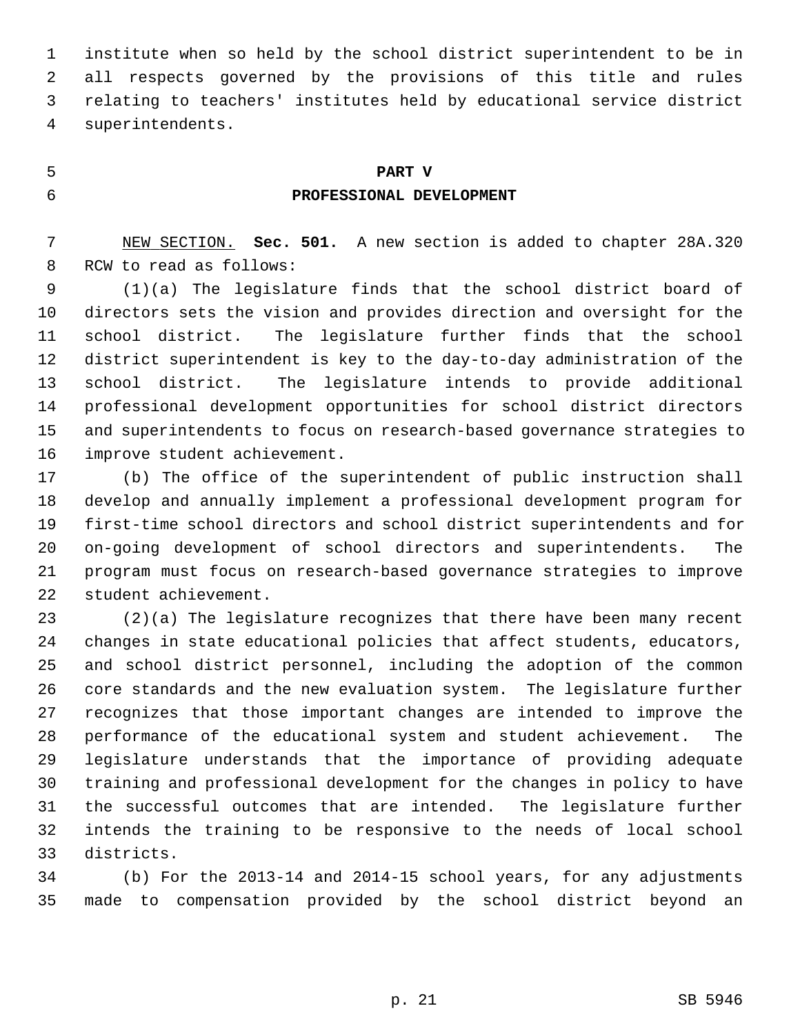institute when so held by the school district superintendent to be in all respects governed by the provisions of this title and rules relating to teachers' institutes held by educational service district superintendents.

**PART V**
**PROFESSIONAL DEVELOPMENT**

NEW SECTION. **Sec. 501.** A new section is added to chapter 28A.320 RCW to read as follows:

(1)(a) The legislature finds that the school district board of directors sets the vision and provides direction and oversight for the school district. The legislature further finds that the school district superintendent is key to the day-to-day administration of the school district. The legislature intends to provide additional professional development opportunities for school district directors and superintendents to focus on research-based governance strategies to improve student achievement.

(b) The office of the superintendent of public instruction shall develop and annually implement a professional development program for first-time school directors and school district superintendents and for on-going development of school directors and superintendents. The program must focus on research-based governance strategies to improve student achievement.

(2)(a) The legislature recognizes that there have been many recent changes in state educational policies that affect students, educators, and school district personnel, including the adoption of the common core standards and the new evaluation system. The legislature further recognizes that those important changes are intended to improve the performance of the educational system and student achievement. The legislature understands that the importance of providing adequate training and professional development for the changes in policy to have the successful outcomes that are intended. The legislature further intends the training to be responsive to the needs of local school districts.

(b) For the 2013-14 and 2014-15 school years, for any adjustments made to compensation provided by the school district beyond an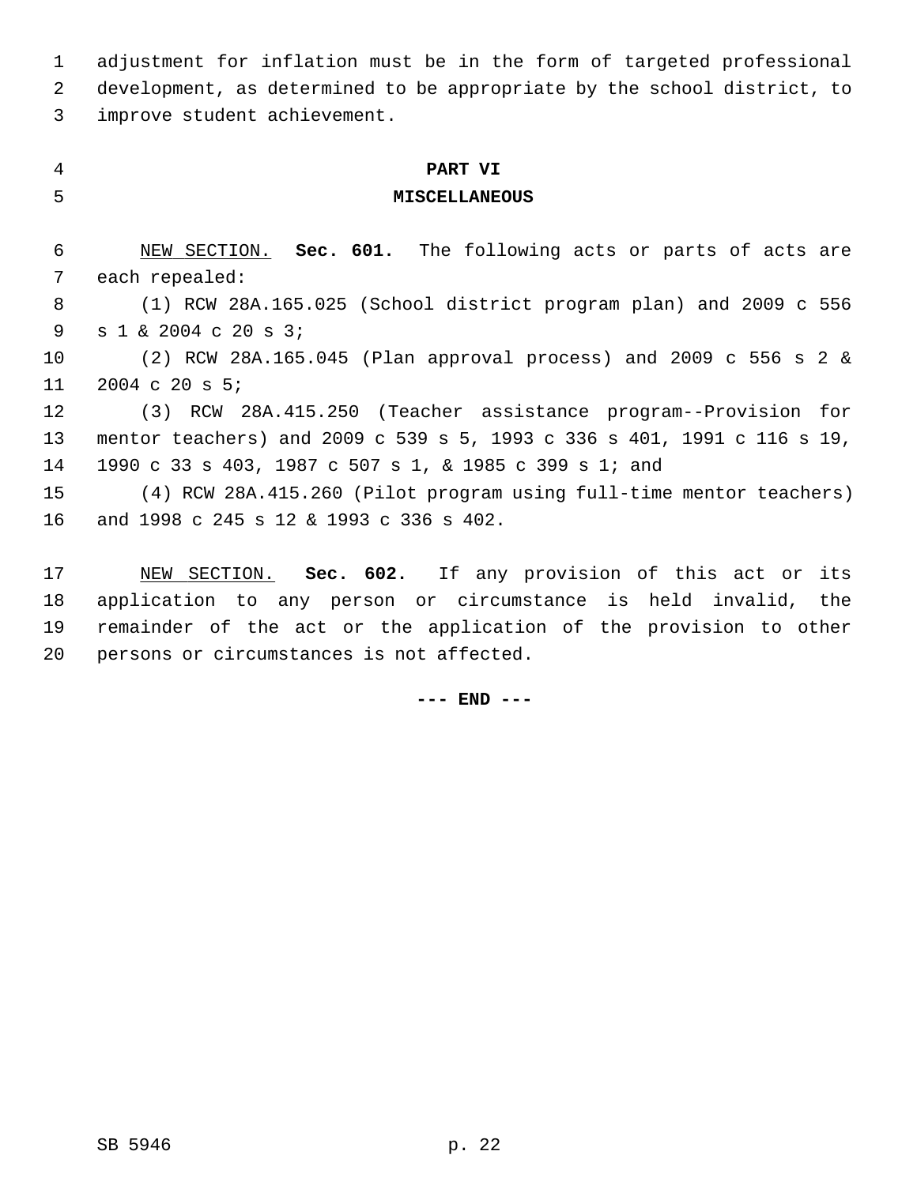adjustment for inflation must be in the form of targeted professional development, as determined to be appropriate by the school district, to improve student achievement.

## PART VI
## MISCELLANEOUS

NEW SECTION. **Sec. 601.** The following acts or parts of acts are each repealed:

(1) RCW 28A.165.025 (School district program plan) and 2009 c 556 s 1 & 2004 c 20 s 3;

(2) RCW 28A.165.045 (Plan approval process) and 2009 c 556 s 2 & 2004 c 20 s 5;

(3) RCW 28A.415.250 (Teacher assistance program--Provision for mentor teachers) and 2009 c 539 s 5, 1993 c 336 s 401, 1991 c 116 s 19, 1990 c 33 s 403, 1987 c 507 s 1, & 1985 c 399 s 1; and

(4) RCW 28A.415.260 (Pilot program using full-time mentor teachers) and 1998 c 245 s 12 & 1993 c 336 s 402.

NEW SECTION. **Sec. 602.** If any provision of this act or its application to any person or circumstance is held invalid, the remainder of the act or the application of the provision to other persons or circumstances is not affected.

**--- END ---**